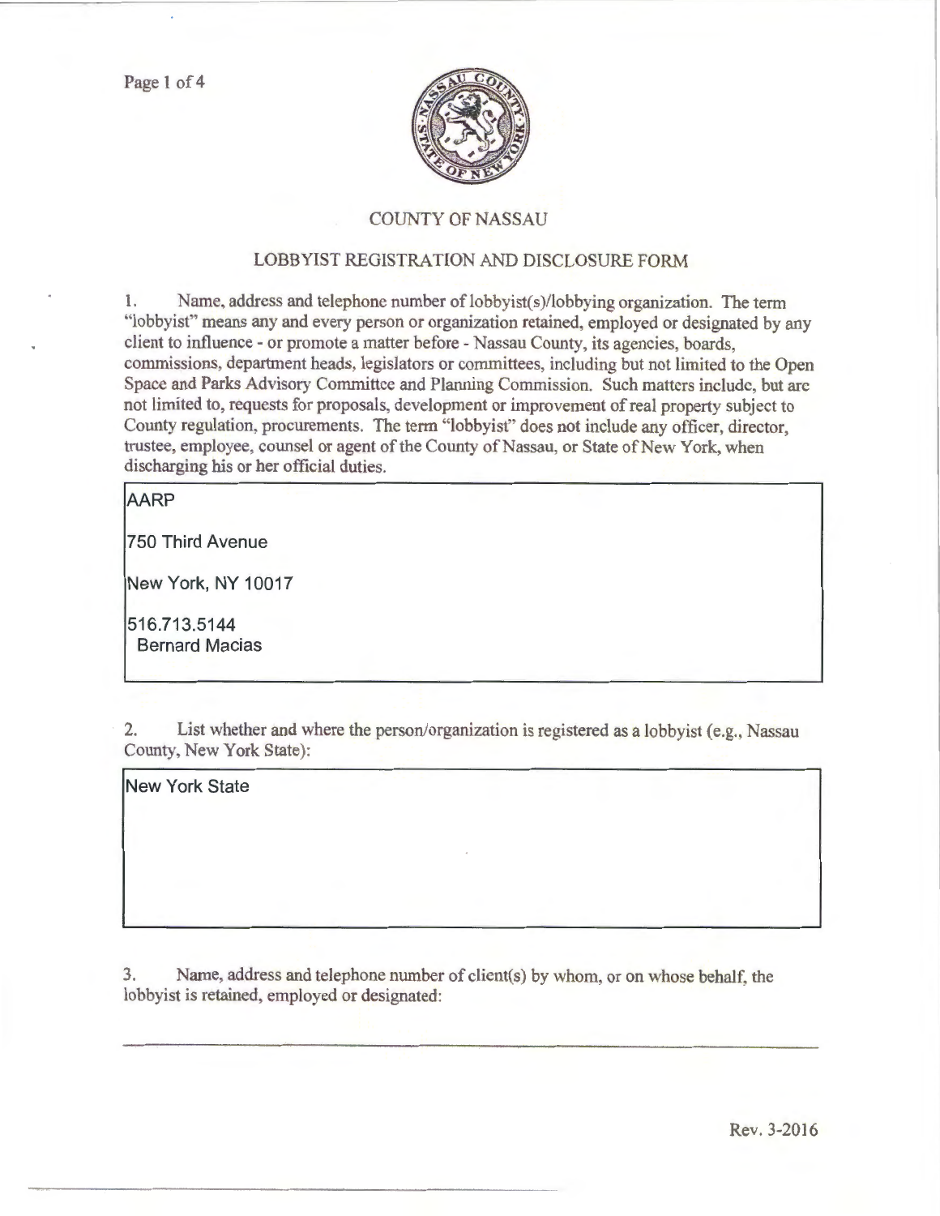# COUNTY OF NASSAU

## LOBBYIST REGISTRATION AND DISCLOSURE FORM

1. Name, address and telephone number of lobbyist(s)/lobbying organization. The term "lobbyist" means any and every person or organization retained, employed or designated by any client to influence - or promote a matter before - Nassau County, its agencies, boards, commissions, department heads, legislators or committees, including but not limited to the Open Space and Parks Advisory Committee and Planning Commission. Such matters include, but are not limited to, requests for proposals, development or improvement of real property subject to County regulation, procurements. The term "lobbyist" does not include any officer, director, trustee, employee, counsel or agent of the County of Nassau, or State of New York, when discharging his or her official duties.

AARP

750 Third Avenue

New York, NY 10017

516.713.5144
Bernard Macias

2. List whether and where the person/organization is registered as a lobbyist (e.g., Nassau County, New York State):

New York State

3. Name, address and telephone number of client(s) by whom, or on whose behalf, the lobbyist is retained, employed or designated:

Rev. 3-2016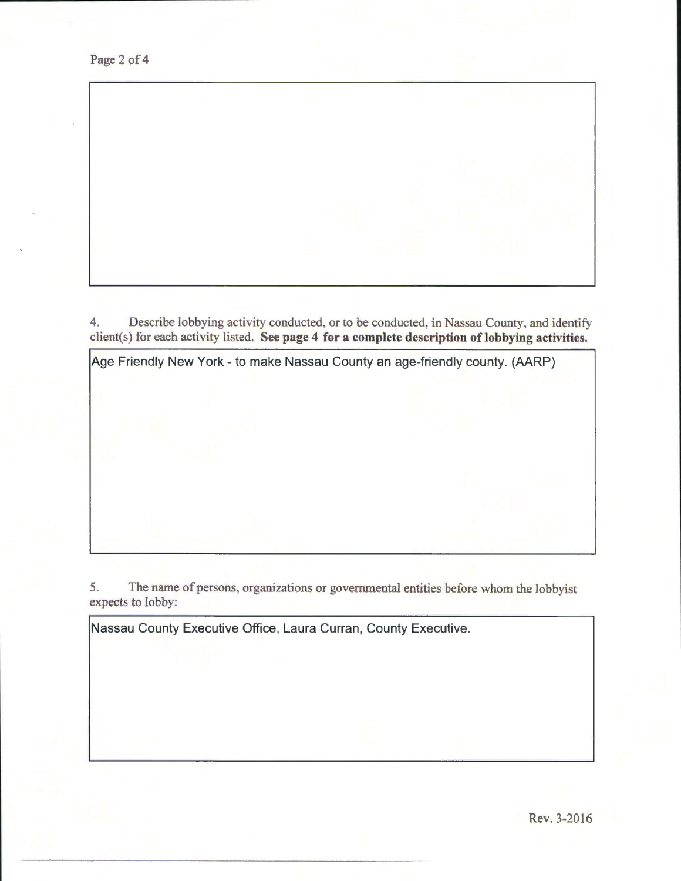4. Describe lobbying activity conducted, or to be conducted, in Nassau County, and identify client(s) for each activity listed. **See page 4 for a complete description of lobbying activities.**

Age Friendly New York - to make Nassau County an age-friendly county. (AARP)

5. The name of persons, organizations or governmental entities before whom the lobbyist expects to lobby:

Nassau County Executive Office, Laura Curran, County Executive.

Rev. 3-2016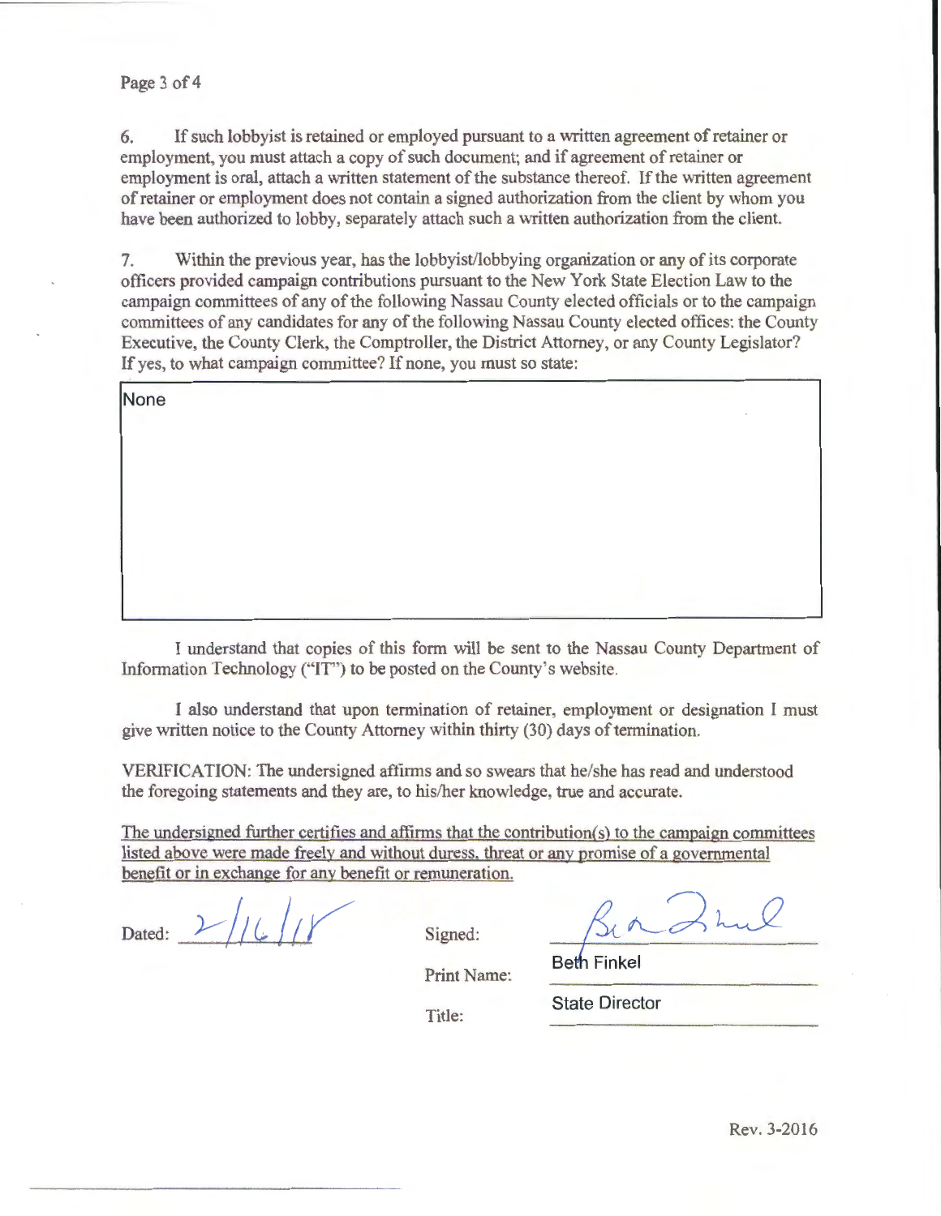6. If such lobbyist is retained or employed pursuant to a written agreement of retainer or employment, you must attach a copy of such document; and if agreement of retainer or employment is oral, attach a written statement of the substance thereof. If the written agreement of retainer or employment does not contain a signed authorization from the client by whom you have been authorized to lobby, separately attach such a written authorization from the client.

7. Within the previous year, has the lobbyist/lobbying organization or any of its corporate officers provided campaign contributions pursuant to the New York State Election Law to the campaign committees of any of the following Nassau County elected officials or to the campaign committees of any candidates for any of the following Nassau County elected offices: the County Executive, the County Clerk, the Comptroller, the District Attorney, or any County Legislator? If yes, to what campaign committee? If none, you must so state:

None

I understand that copies of this form will be sent to the Nassau County Department of Information Technology ("IT") to be posted on the County's website.

I also understand that upon termination of retainer, employment or designation I must give written notice to the County Attorney within thirty (30) days of termination.

VERIFICATION: The undersigned affirms and so swears that he/she has read and understood the foregoing statements and they are, to his/her knowledge, true and accurate.

The undersigned further certifies and affirms that the contribution(s) to the campaign committees listed above were made freely and without duress, threat or any promise of a governmental benefit or in exchange for any benefit or remuneration.

Dated: 2/16/18

Signed: [signature]

Print Name: Beth Finkel

Title: State Director

Rev. 3-2016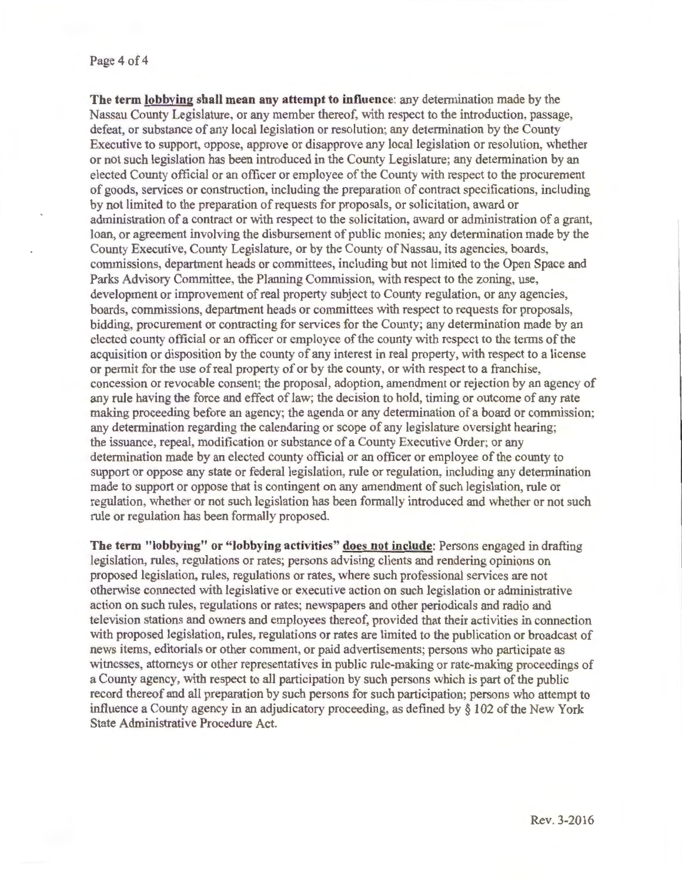**The term <u>lobbying</u> shall mean any attempt to influence**: any determination made by the Nassau County Legislature, or any member thereof, with respect to the introduction, passage, defeat, or substance of any local legislation or resolution; any determination by the County Executive to support, oppose, approve or disapprove any local legislation or resolution, whether or not such legislation has been introduced in the County Legislature; any determination by an elected County official or an officer or employee of the County with respect to the procurement of goods, services or construction, including the preparation of contract specifications, including by not limited to the preparation of requests for proposals, or solicitation, award or administration of a contract or with respect to the solicitation, award or administration of a grant, loan, or agreement involving the disbursement of public monies; any determination made by the County Executive, County Legislature, or by the County of Nassau, its agencies, boards, commissions, department heads or committees, including but not limited to the Open Space and Parks Advisory Committee, the Planning Commission, with respect to the zoning, use, development or improvement of real property subject to County regulation, or any agencies, boards, commissions, department heads or committees with respect to requests for proposals, bidding, procurement or contracting for services for the County; any determination made by an elected county official or an officer or employee of the county with respect to the terms of the acquisition or disposition by the county of any interest in real property, with respect to a license or permit for the use of real property of or by the county, or with respect to a franchise, concession or revocable consent; the proposal, adoption, amendment or rejection by an agency of any rule having the force and effect of law; the decision to hold, timing or outcome of any rate making proceeding before an agency; the agenda or any determination of a board or commission; any determination regarding the calendaring or scope of any legislature oversight hearing; the issuance, repeal, modification or substance of a County Executive Order; or any determination made by an elected county official or an officer or employee of the county to support or oppose any state or federal legislation, rule or regulation, including any determination made to support or oppose that is contingent on any amendment of such legislation, rule or regulation, whether or not such legislation has been formally introduced and whether or not such rule or regulation has been formally proposed.

**The term "lobbying" or "lobbying activities" <u>does not include</u>**: Persons engaged in drafting legislation, rules, regulations or rates; persons advising clients and rendering opinions on proposed legislation, rules, regulations or rates, where such professional services are not otherwise connected with legislative or executive action on such legislation or administrative action on such rules, regulations or rates; newspapers and other periodicals and radio and television stations and owners and employees thereof, provided that their activities in connection with proposed legislation, rules, regulations or rates are limited to the publication or broadcast of news items, editorials or other comment, or paid advertisements; persons who participate as witnesses, attorneys or other representatives in public rule-making or rate-making proceedings of a County agency, with respect to all participation by such persons which is part of the public record thereof and all preparation by such persons for such participation; persons who attempt to influence a County agency in an adjudicatory proceeding, as defined by § 102 of the New York State Administrative Procedure Act.

Rev. 3-2016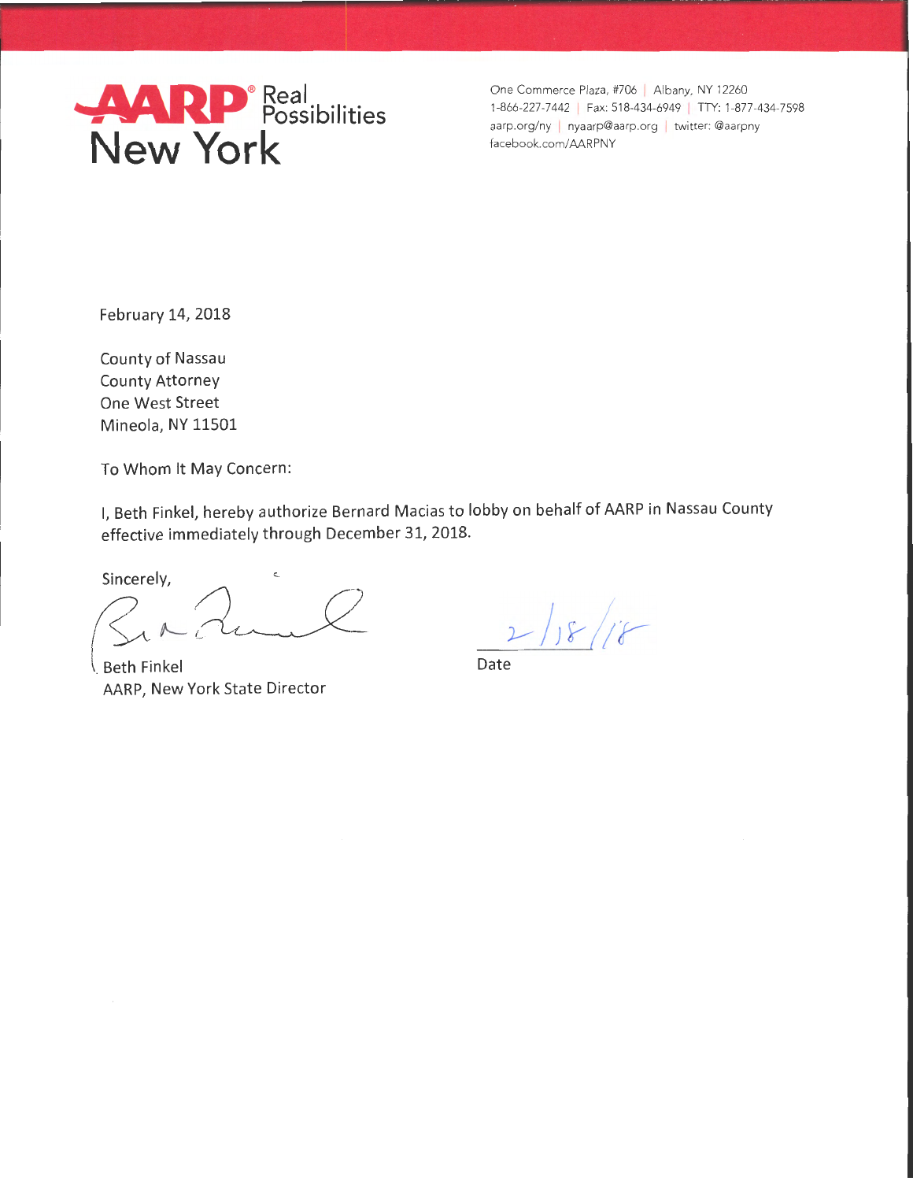AARP® Real Possibilities
New York

One Commerce Plaza, #706 | Albany, NY 12260
1-866-227-7442 | Fax: 518-434-6949 | TTY: 1-877-434-7598
aarp.org/ny | nyaarp@aarp.org | twitter: @aarpny
facebook.com/AARPNY

February 14, 2018

County of Nassau
County Attorney
One West Street
Mineola, NY 11501

To Whom It May Concern:

I, Beth Finkel, hereby authorize Bernard Macias to lobby on behalf of AARP in Nassau County effective immediately through December 31, 2018.

Sincerely,

Beth Finkel
AARP, New York State Director

2/18/18
Date